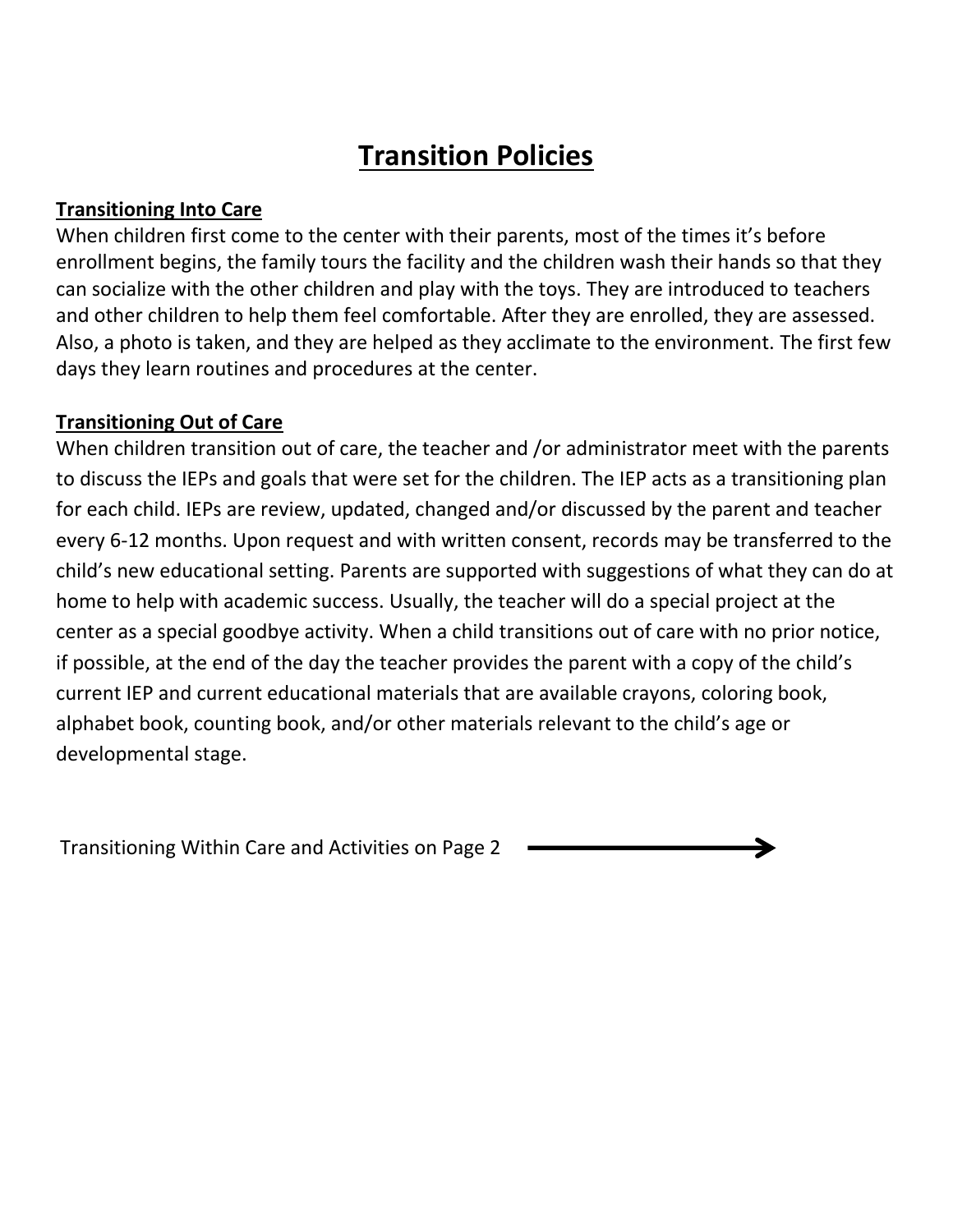# Transition Policies

## Transitioning Into Care

When children first come to the center with their parents, most of the times it's before enrollment begins, the family tours the facility and the children wash their hands so that they can socialize with the other children and play with the toys. They are introduced to teachers and other children to help them feel comfortable. After they are enrolled, they are assessed. Also, a photo is taken, and they are helped as they acclimate to the environment. The first few days they learn routines and procedures at the center.

## Transitioning Out of Care

When children transition out of care, the teacher and /or administrator meet with the parents to discuss the IEPs and goals that were set for the children. The IEP acts as a transitioning plan for each child. IEPs are review, updated, changed and/or discussed by the parent and teacher every 6-12 months. Upon request and with written consent, records may be transferred to the child's new educational setting. Parents are supported with suggestions of what they can do at home to help with academic success. Usually, the teacher will do a special project at the center as a special goodbye activity. When a child transitions out of care with no prior notice, if possible, at the end of the day the teacher provides the parent with a copy of the child's current IEP and current educational materials that are available crayons, coloring book, alphabet book, counting book, and/or other materials relevant to the child's age or developmental stage.

Transitioning Within Care and Activities on Page 2 →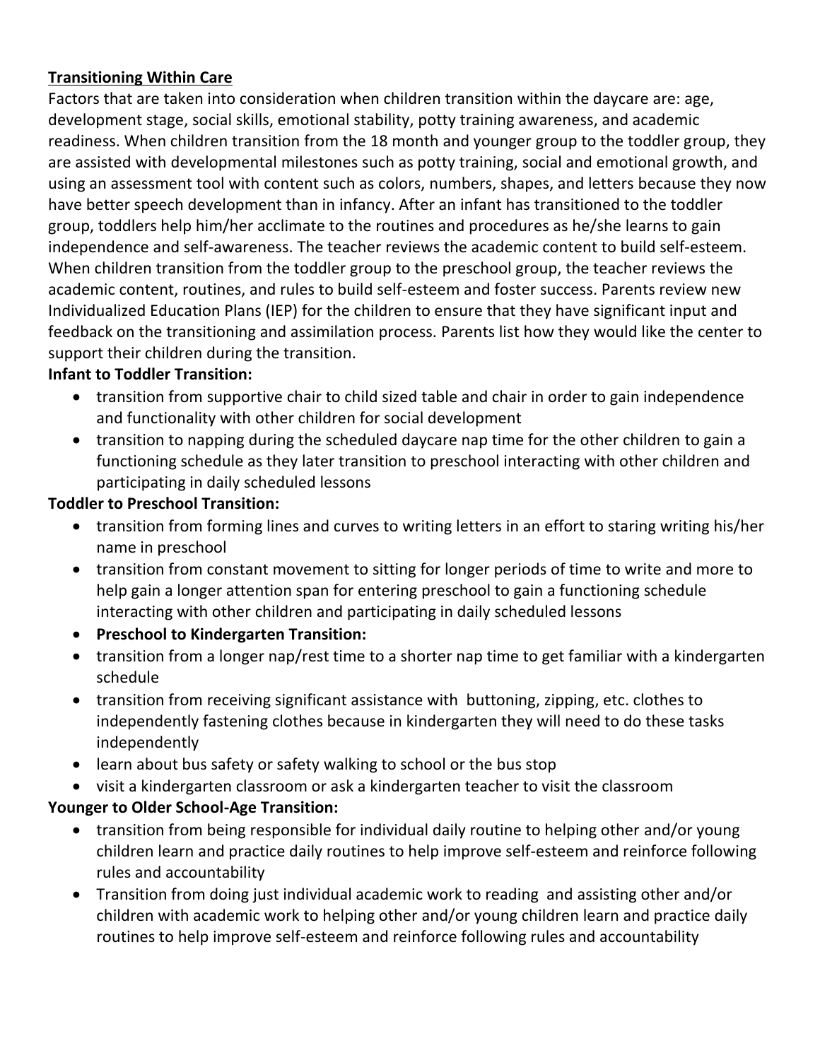**Transitioning Within Care**

Factors that are taken into consideration when children transition within the daycare are: age, development stage, social skills, emotional stability, potty training awareness, and academic readiness. When children transition from the 18 month and younger group to the toddler group, they are assisted with developmental milestones such as potty training, social and emotional growth, and using an assessment tool with content such as colors, numbers, shapes, and letters because they now have better speech development than in infancy. After an infant has transitioned to the toddler group, toddlers help him/her acclimate to the routines and procedures as he/she learns to gain independence and self-awareness. The teacher reviews the academic content to build self-esteem. When children transition from the toddler group to the preschool group, the teacher reviews the academic content, routines, and rules to build self-esteem and foster success. Parents review new Individualized Education Plans (IEP) for the children to ensure that they have significant input and feedback on the transitioning and assimilation process. Parents list how they would like the center to support their children during the transition.

**Infant to Toddler Transition:**

- transition from supportive chair to child sized table and chair in order to gain independence and functionality with other children for social development
- transition to napping during the scheduled daycare nap time for the other children to gain a functioning schedule as they later transition to preschool interacting with other children and participating in daily scheduled lessons

**Toddler to Preschool Transition:**

- transition from forming lines and curves to writing letters in an effort to staring writing his/her name in preschool
- transition from constant movement to sitting for longer periods of time to write and more to help gain a longer attention span for entering preschool to gain a functioning schedule interacting with other children and participating in daily scheduled lessons
- **Preschool to Kindergarten Transition:**
- transition from a longer nap/rest time to a shorter nap time to get familiar with a kindergarten schedule
- transition from receiving significant assistance with buttoning, zipping, etc. clothes to independently fastening clothes because in kindergarten they will need to do these tasks independently
- learn about bus safety or safety walking to school or the bus stop
- visit a kindergarten classroom or ask a kindergarten teacher to visit the classroom

**Younger to Older School-Age Transition:**

- transition from being responsible for individual daily routine to helping other and/or young children learn and practice daily routines to help improve self-esteem and reinforce following rules and accountability
- Transition from doing just individual academic work to reading and assisting other and/or children with academic work to helping other and/or young children learn and practice daily routines to help improve self-esteem and reinforce following rules and accountability